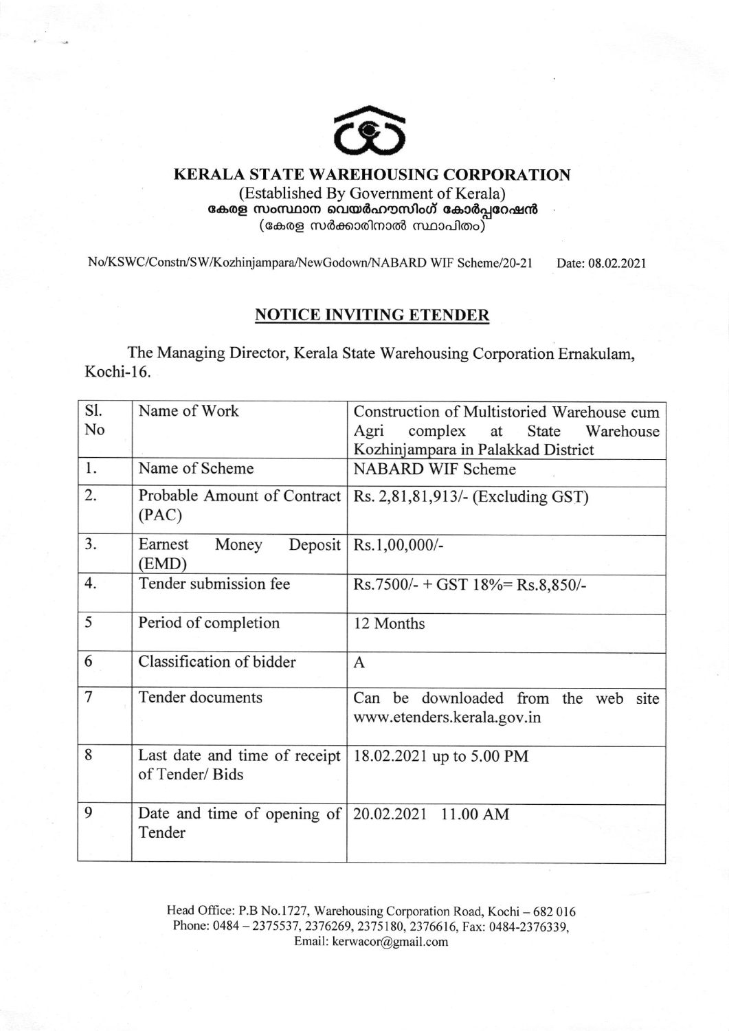# KERALA STATE WAREHOUSING CORPORATION

(Established By Government of Kerala)

**കേരള സംസ്ഥാന വെയർഹൗസിംഗ് കോർപ്പറേഷൻ**

(കേരള സർക്കാരിനാൽ സ്ഥാപിതം)

No/KSWC/Constn/SW/Kozhinjampara/NewGodown/NABARD WIF Scheme/20-21 Date: 08.02.2021

## NOTICE INVITING ETENDER

The Managing Director, Kerala State Warehousing Corporation Ernakulam, Kochi-16.

| Sl. No | Name of Work | Construction of Multistoried Warehouse cum Agri complex at State Warehouse Kozhinjampara in Palakkad District |
|---|---|---|
| 1. | Name of Scheme | NABARD WIF Scheme |
| 2. | Probable Amount of Contract (PAC) | Rs. 2,81,81,913/- (Excluding GST) |
| 3. | Earnest Money Deposit (EMD) | Rs.1,00,000/- |
| 4. | Tender submission fee | Rs.7500/- + GST 18%= Rs.8,850/- |
| 5 | Period of completion | 12 Months |
| 6 | Classification of bidder | A |
| 7 | Tender documents | Can be downloaded from the web site www.etenders.kerala.gov.in |
| 8 | Last date and time of receipt of Tender/ Bids | 18.02.2021 up to 5.00 PM |
| 9 | Date and time of opening of Tender | 20.02.2021 11.00 AM |

Head Office: P.B No.1727, Warehousing Corporation Road, Kochi – 682 016
Phone: 0484 – 2375537, 2376269, 2375180, 2376616, Fax: 0484-2376339,
Email: kerwacor@gmail.com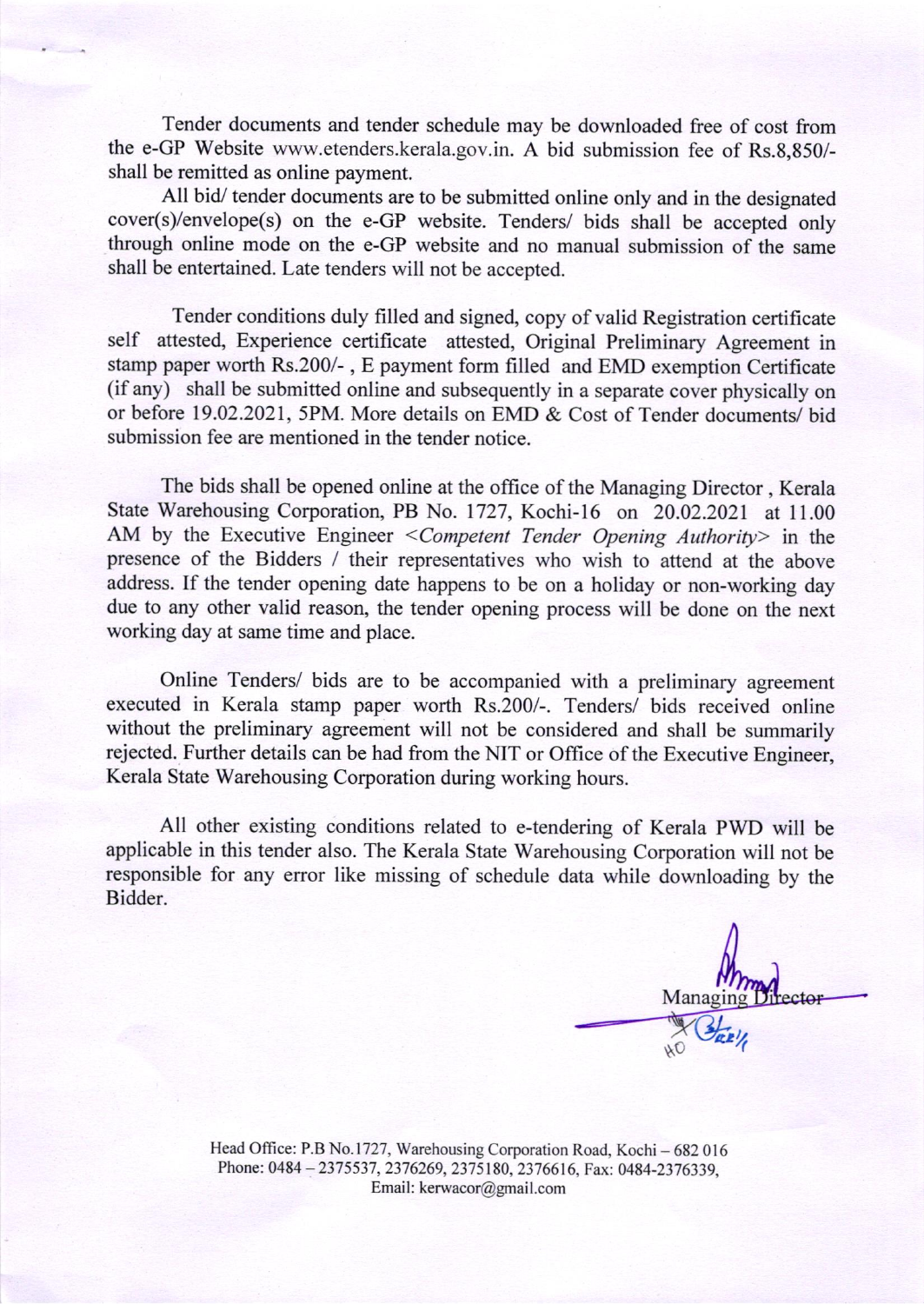Tender documents and tender schedule may be downloaded free of cost from the e-GP Website www.etenders.kerala.gov.in. A bid submission fee of Rs.8,850/- shall be remitted as online payment.

All bid/ tender documents are to be submitted online only and in the designated cover(s)/envelope(s) on the e-GP website. Tenders/ bids shall be accepted only through online mode on the e-GP website and no manual submission of the same shall be entertained. Late tenders will not be accepted.

Tender conditions duly filled and signed, copy of valid Registration certificate self attested, Experience certificate attested, Original Preliminary Agreement in stamp paper worth Rs.200/- , E payment form filled and EMD exemption Certificate (if any) shall be submitted online and subsequently in a separate cover physically on or before 19.02.2021, 5PM. More details on EMD & Cost of Tender documents/ bid submission fee are mentioned in the tender notice.

The bids shall be opened online at the office of the Managing Director , Kerala State Warehousing Corporation, PB No. 1727, Kochi-16 on 20.02.2021 at 11.00 AM by the Executive Engineer *<Competent Tender Opening Authority>* in the presence of the Bidders / their representatives who wish to attend at the above address. If the tender opening date happens to be on a holiday or non-working day due to any other valid reason, the tender opening process will be done on the next working day at same time and place.

Online Tenders/ bids are to be accompanied with a preliminary agreement executed in Kerala stamp paper worth Rs.200/-. Tenders/ bids received online without the preliminary agreement will not be considered and shall be summarily rejected. Further details can be had from the NIT or Office of the Executive Engineer, Kerala State Warehousing Corporation during working hours.

All other existing conditions related to e-tendering of Kerala PWD will be applicable in this tender also. The Kerala State Warehousing Corporation will not be responsible for any error like missing of schedule data while downloading by the Bidder.

Managing Director

Head Office: P.B No.1727, Warehousing Corporation Road, Kochi – 682 016
Phone: 0484 – 2375537, 2376269, 2375180, 2376616, Fax: 0484-2376339,
Email: kerwacor@gmail.com